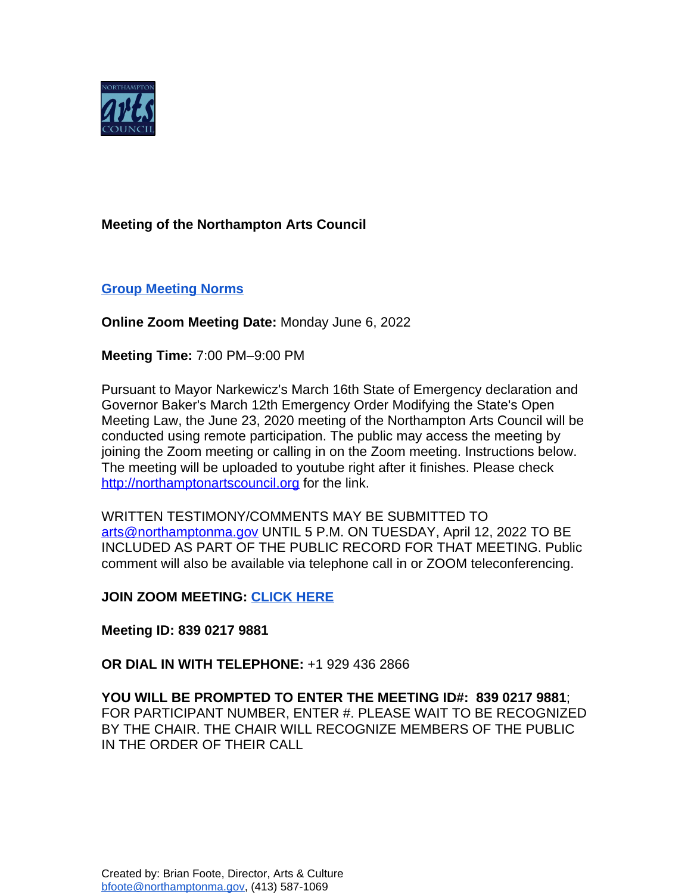**Meeting of the Northampton Arts Council**

**[Group Meeting Norms](#)**

**Online Zoom Meeting Date:** Monday June 6, 2022

**Meeting Time:** 7:00 PM–9:00 PM

Pursuant to Mayor Narkewicz's March 16th State of Emergency declaration and Governor Baker's March 12th Emergency Order Modifying the State's Open Meeting Law, the June 23, 2020 meeting of the Northampton Arts Council will be conducted using remote participation. The public may access the meeting by joining the Zoom meeting or calling in on the Zoom meeting. Instructions below. The meeting will be uploaded to youtube right after it finishes. Please check http://northamptonartscouncil.org for the link.

WRITTEN TESTIMONY/COMMENTS MAY BE SUBMITTED TO arts@northamptonma.gov UNTIL 5 P.M. ON TUESDAY, April 12, 2022 TO BE INCLUDED AS PART OF THE PUBLIC RECORD FOR THAT MEETING. Public comment will also be available via telephone call in or ZOOM teleconferencing.

**JOIN ZOOM MEETING: [CLICK HERE](#)**

**Meeting ID: 839 0217 9881**

**OR DIAL IN WITH TELEPHONE:** +1 929 436 2866

**YOU WILL BE PROMPTED TO ENTER THE MEETING ID#: 839 0217 9881**; FOR PARTICIPANT NUMBER, ENTER #. PLEASE WAIT TO BE RECOGNIZED BY THE CHAIR. THE CHAIR WILL RECOGNIZE MEMBERS OF THE PUBLIC IN THE ORDER OF THEIR CALL

Created by: Brian Foote, Director, Arts & Culture
bfoote@northamptonma.gov, (413) 587-1069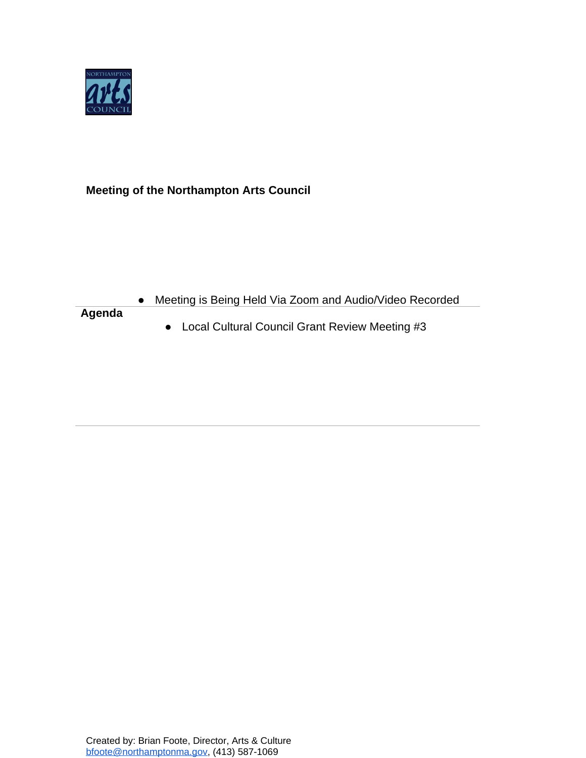NORTHAMPTON arts COUNCIL

**Meeting of the Northampton Arts Council**

- Meeting is Being Held Via Zoom and Audio/Video Recorded

**Agenda**

- Local Cultural Council Grant Review Meeting #3

Created by: Brian Foote, Director, Arts & Culture
bfoote@northamptonma.gov, (413) 587-1069